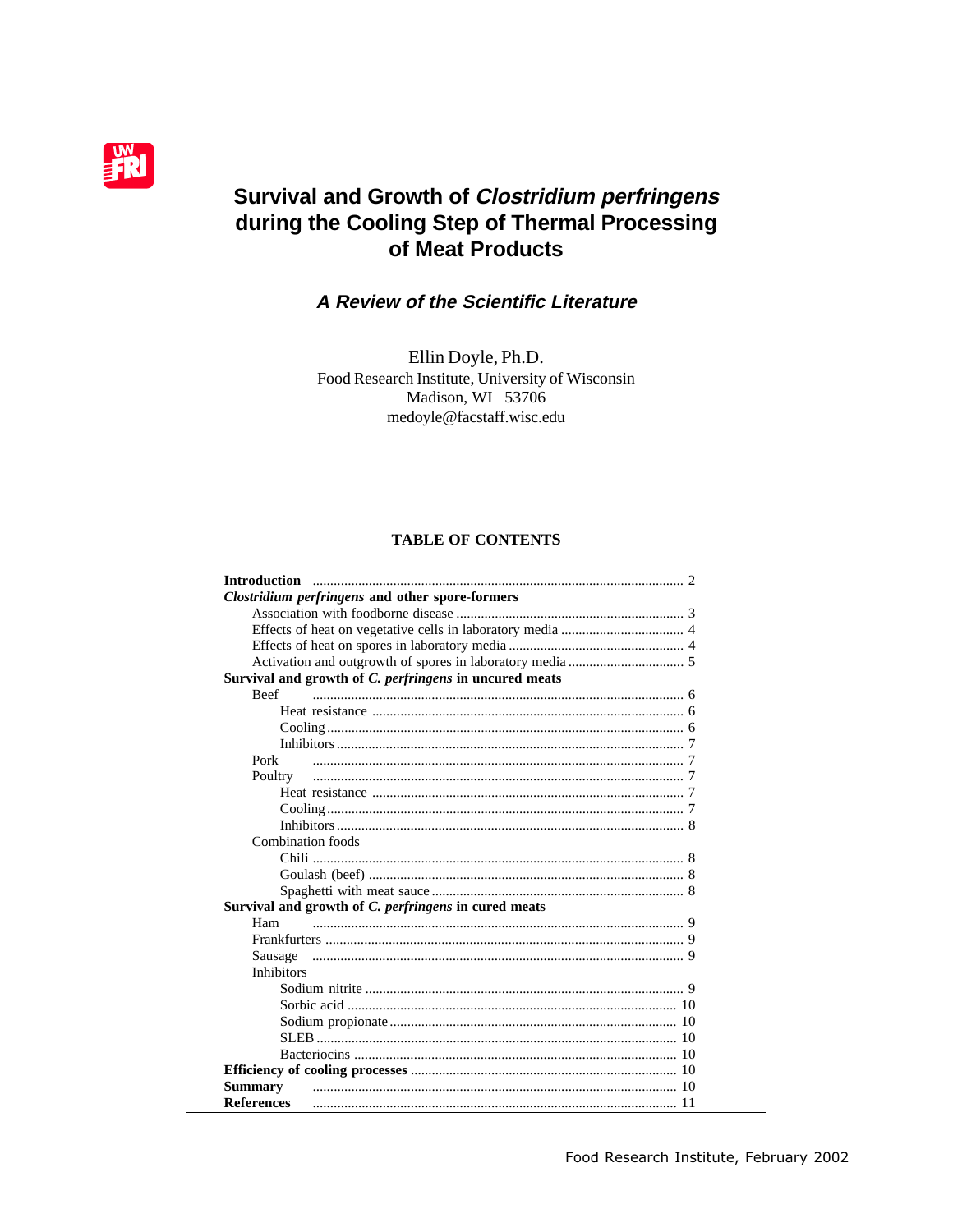# Survival and Growth of *Clostridium perfringens* during the Cooling Step of Thermal Processing of Meat Products

## *A Review of the Scientific Literature*

Ellin Doyle, Ph.D.
Food Research Institute, University of Wisconsin
Madison, WI 53706
medoyle@facstaff.wisc.edu

### TABLE OF CONTENTS

**Introduction** ........ 2

***Clostridium perfringens* and other spore-formers**
- Association with foodborne disease ........ 3
- Effects of heat on vegetative cells in laboratory media ........ 4
- Effects of heat on spores in laboratory media ........ 4
- Activation and outgrowth of spores in laboratory media ........ 5

**Survival and growth of *C. perfringens* in uncured meats**
- Beef ........ 6
  - Heat resistance ........ 6
  - Cooling ........ 6
  - Inhibitors ........ 7
- Pork ........ 7
- Poultry ........ 7
  - Heat resistance ........ 7
  - Cooling ........ 7
  - Inhibitors ........ 8
- Combination foods
  - Chili ........ 8
  - Goulash (beef) ........ 8
  - Spaghetti with meat sauce ........ 8

**Survival and growth of *C. perfringens* in cured meats**
- Ham ........ 9
- Frankfurters ........ 9
- Sausage ........ 9
- Inhibitors
  - Sodium nitrite ........ 9
  - Sorbic acid ........ 10
  - Sodium propionate ........ 10
  - SLEB ........ 10
  - Bacteriocins ........ 10

**Efficiency of cooling processes** ........ 10

**Summary** ........ 10

**References** ........ 11

Food Research Institute, February 2002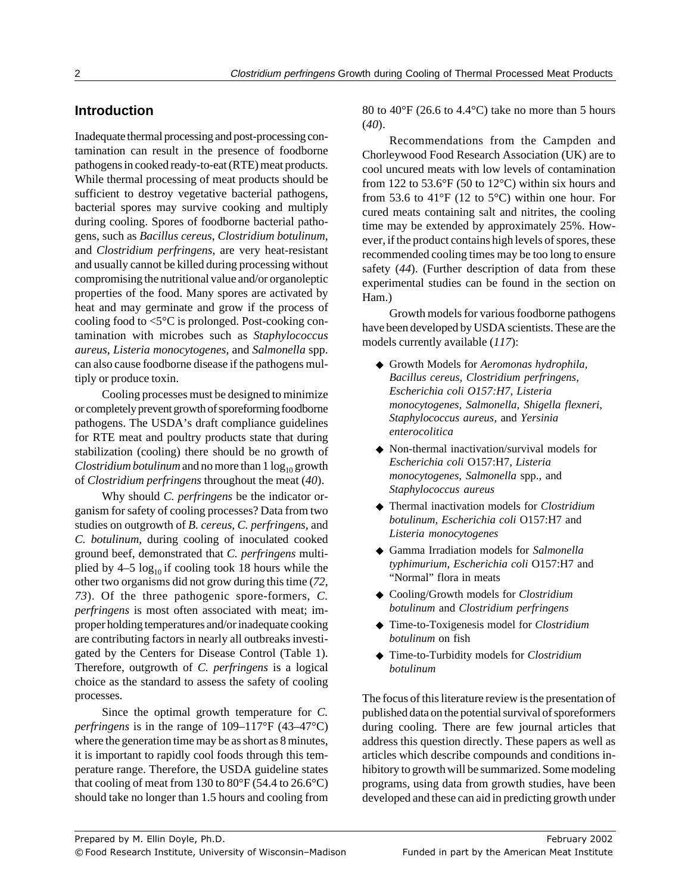## Introduction

Inadequate thermal processing and post-processing contamination can result in the presence of foodborne pathogens in cooked ready-to-eat (RTE) meat products. While thermal processing of meat products should be sufficient to destroy vegetative bacterial pathogens, bacterial spores may survive cooking and multiply during cooling. Spores of foodborne bacterial pathogens, such as *Bacillus cereus*, *Clostridium botulinum*, and *Clostridium perfringens*, are very heat-resistant and usually cannot be killed during processing without compromising the nutritional value and/or organoleptic properties of the food. Many spores are activated by heat and may germinate and grow if the process of cooling food to <5°C is prolonged. Post-cooking contamination with microbes such as *Staphylococcus aureus*, *Listeria monocytogenes*, and *Salmonella* spp. can also cause foodborne disease if the pathogens multiply or produce toxin.

Cooling processes must be designed to minimize or completely prevent growth of sporeforming foodborne pathogens. The USDA's draft compliance guidelines for RTE meat and poultry products state that during stabilization (cooling) there should be no growth of *Clostridium botulinum* and no more than 1 $\log_{10}$ growth of *Clostridium perfringens* throughout the meat (*40*).

Why should *C. perfringens* be the indicator organism for safety of cooling processes? Data from two studies on outgrowth of *B. cereus*, *C. perfringens*, and *C. botulinum*, during cooling of inoculated cooked ground beef, demonstrated that *C. perfringens* multiplied by 4–5 $\log_{10}$ if cooling took 18 hours while the other two organisms did not grow during this time (*72, 73*). Of the three pathogenic spore-formers, *C. perfringens* is most often associated with meat; improper holding temperatures and/or inadequate cooking are contributing factors in nearly all outbreaks investigated by the Centers for Disease Control (Table 1). Therefore, outgrowth of *C. perfringens* is a logical choice as the standard to assess the safety of cooling processes.

Since the optimal growth temperature for *C. perfringens* is in the range of 109–117°F (43–47°C) where the generation time may be as short as 8 minutes, it is important to rapidly cool foods through this temperature range. Therefore, the USDA guideline states that cooling of meat from 130 to 80°F (54.4 to 26.6°C) should take no longer than 1.5 hours and cooling from 80 to 40°F (26.6 to 4.4°C) take no more than 5 hours (*40*).

Recommendations from the Campden and Chorleywood Food Research Association (UK) are to cool uncured meats with low levels of contamination from 122 to 53.6°F (50 to 12°C) within six hours and from 53.6 to 41°F (12 to 5°C) within one hour. For cured meats containing salt and nitrites, the cooling time may be extended by approximately 25%. However, if the product contains high levels of spores, these recommended cooling times may be too long to ensure safety (*44*). (Further description of data from these experimental studies can be found in the section on Ham.)

Growth models for various foodborne pathogens have been developed by USDA scientists. These are the models currently available (*117*):

- Growth Models for *Aeromonas hydrophila, Bacillus cereus, Clostridium perfringens, Escherichia coli O157:H7, Listeria monocytogenes, Salmonella, Shigella flexneri, Staphylococcus aureus*, and *Yersinia enterocolitica*
- Non-thermal inactivation/survival models for *Escherichia coli* O157:H7, *Listeria monocytogenes*, *Salmonella* spp., and *Staphylococcus aureus*
- Thermal inactivation models for *Clostridium botulinum*, *Escherichia coli* O157:H7 and *Listeria monocytogenes*
- Gamma Irradiation models for *Salmonella typhimurium, Escherichia coli* O157:H7 and "Normal" flora in meats
- Cooling/Growth models for *Clostridium botulinum* and *Clostridium perfringens*
- Time-to-Toxigenesis model for *Clostridium botulinum* on fish
- Time-to-Turbidity models for *Clostridium botulinum*

The focus of this literature review is the presentation of published data on the potential survival of sporeformers during cooling. There are few journal articles that address this question directly. These papers as well as articles which describe compounds and conditions inhibitory to growth will be summarized. Some modeling programs, using data from growth studies, have been developed and these can aid in predicting growth under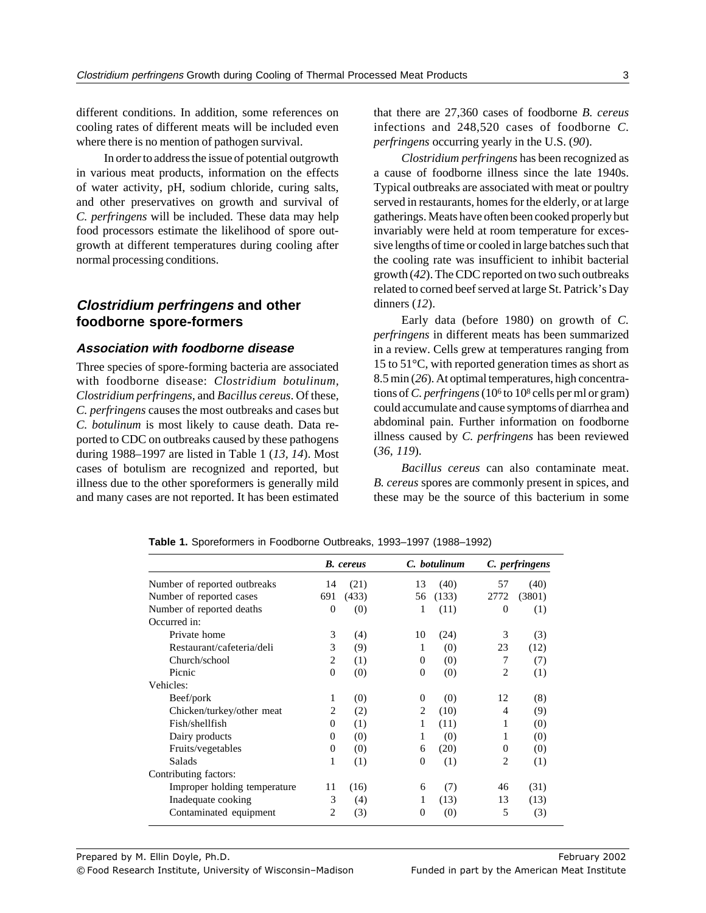different conditions. In addition, some references on cooling rates of different meats will be included even where there is no mention of pathogen survival.

In order to address the issue of potential outgrowth in various meat products, information on the effects of water activity, pH, sodium chloride, curing salts, and other preservatives on growth and survival of *C. perfringens* will be included. These data may help food processors estimate the likelihood of spore outgrowth at different temperatures during cooling after normal processing conditions.

## *Clostridium perfringens* and other foodborne spore-formers

### Association with foodborne disease

Three species of spore-forming bacteria are associated with foodborne disease: *Clostridium botulinum*, *Clostridium perfringens*, and *Bacillus cereus*. Of these, *C. perfringens* causes the most outbreaks and cases but *C. botulinum* is most likely to cause death. Data reported to CDC on outbreaks caused by these pathogens during 1988–1997 are listed in Table 1 (*13, 14*). Most cases of botulism are recognized and reported, but illness due to the other sporeformers is generally mild and many cases are not reported. It has been estimated that there are 27,360 cases of foodborne *B. cereus* infections and 248,520 cases of foodborne *C. perfringens* occurring yearly in the U.S. (*90*).

*Clostridium perfringens* has been recognized as a cause of foodborne illness since the late 1940s. Typical outbreaks are associated with meat or poultry served in restaurants, homes for the elderly, or at large gatherings. Meats have often been cooked properly but invariably were held at room temperature for excessive lengths of time or cooled in large batches such that the cooling rate was insufficient to inhibit bacterial growth (*42*). The CDC reported on two such outbreaks related to corned beef served at large St. Patrick's Day dinners (*12*).

Early data (before 1980) on growth of *C. perfringens* in different meats has been summarized in a review. Cells grew at temperatures ranging from 15 to 51°C, with reported generation times as short as 8.5 min (*26*). At optimal temperatures, high concentrations of *C. perfringens* ($10^6$ to $10^8$ cells per ml or gram) could accumulate and cause symptoms of diarrhea and abdominal pain. Further information on foodborne illness caused by *C. perfringens* has been reviewed (*36, 119*).

*Bacillus cereus* can also contaminate meat. *B. cereus* spores are commonly present in spices, and these may be the source of this bacterium in some

**Table 1.** Sporeformers in Foodborne Outbreaks, 1993–1997 (1988–1992)

| | *B. cereus* | | *C. botulinum* | | *C. perfringens* | |
|---|---|---|---|---|---|---|
| Number of reported outbreaks | 14 | (21) | 13 | (40) | 57 | (40) |
| Number of reported cases | 691 | (433) | 56 | (133) | 2772 | (3801) |
| Number of reported deaths | 0 | (0) | 1 | (11) | 0 | (1) |
| Occurred in: | | | | | | |
| Private home | 3 | (4) | 10 | (24) | 3 | (3) |
| Restaurant/cafeteria/deli | 3 | (9) | 1 | (0) | 23 | (12) |
| Church/school | 2 | (1) | 0 | (0) | 7 | (7) |
| Picnic | 0 | (0) | 0 | (0) | 2 | (1) |
| Vehicles: | | | | | | |
| Beef/pork | 1 | (0) | 0 | (0) | 12 | (8) |
| Chicken/turkey/other meat | 2 | (2) | 2 | (10) | 4 | (9) |
| Fish/shellfish | 0 | (1) | 1 | (11) | 1 | (0) |
| Dairy products | 0 | (0) | 1 | (0) | 1 | (0) |
| Fruits/vegetables | 0 | (0) | 6 | (20) | 0 | (0) |
| Salads | 1 | (1) | 0 | (1) | 2 | (1) |
| Contributing factors: | | | | | | |
| Improper holding temperature | 11 | (16) | 6 | (7) | 46 | (31) |
| Inadequate cooking | 3 | (4) | 1 | (13) | 13 | (13) |
| Contaminated equipment | 2 | (3) | 0 | (0) | 5 | (3) |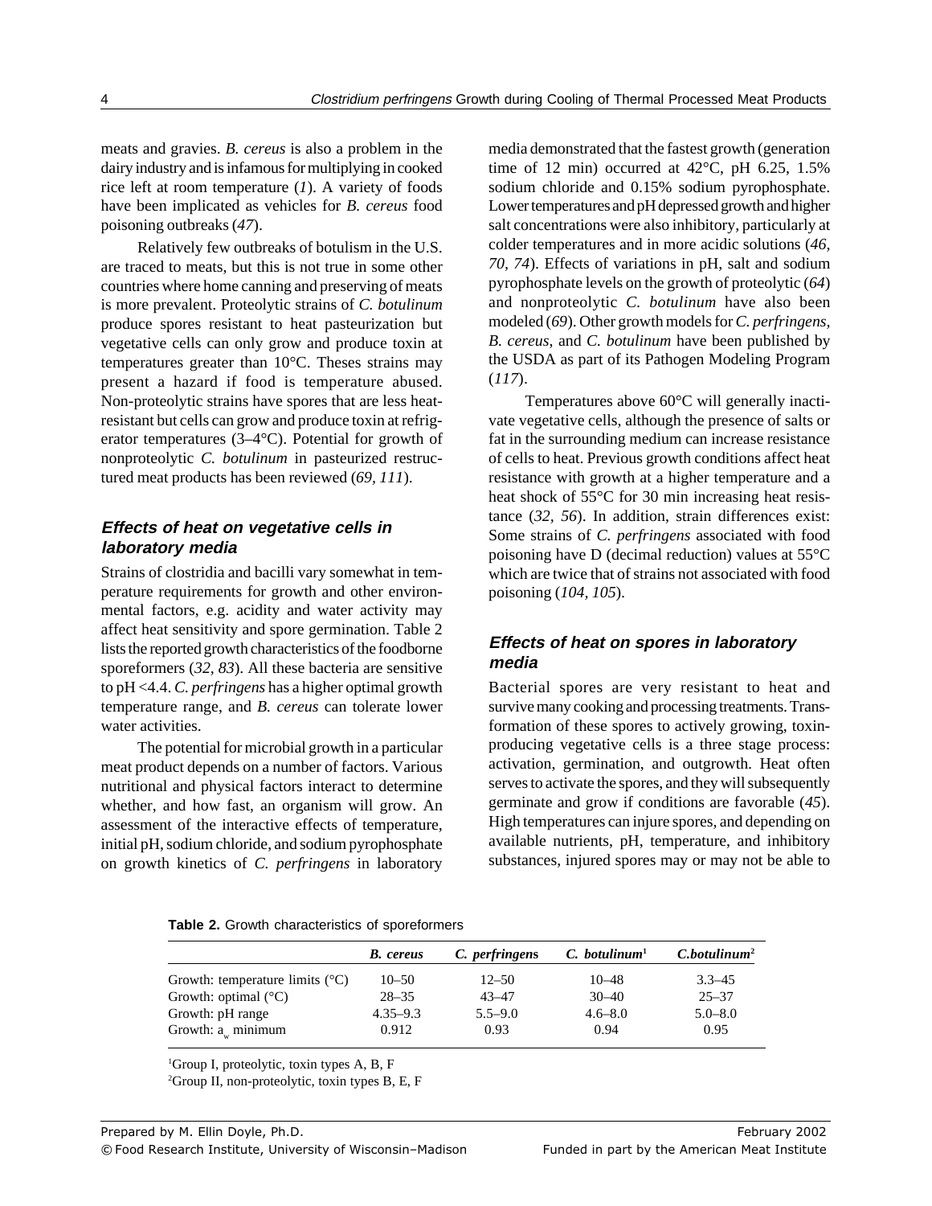meats and gravies. *B. cereus* is also a problem in the dairy industry and is infamous for multiplying in cooked rice left at room temperature (*1*). A variety of foods have been implicated as vehicles for *B. cereus* food poisoning outbreaks (*47*).

Relatively few outbreaks of botulism in the U.S. are traced to meats, but this is not true in some other countries where home canning and preserving of meats is more prevalent. Proteolytic strains of *C. botulinum* produce spores resistant to heat pasteurization but vegetative cells can only grow and produce toxin at temperatures greater than 10°C. Theses strains may present a hazard if food is temperature abused. Non-proteolytic strains have spores that are less heat-resistant but cells can grow and produce toxin at refrigerator temperatures (3–4°C). Potential for growth of nonproteolytic *C. botulinum* in pasteurized restructured meat products has been reviewed (*69, 111*).

### Effects of heat on vegetative cells in laboratory media

Strains of clostridia and bacilli vary somewhat in temperature requirements for growth and other environmental factors, e.g. acidity and water activity may affect heat sensitivity and spore germination. Table 2 lists the reported growth characteristics of the foodborne sporeformers (*32, 83*). All these bacteria are sensitive to pH <4.4. *C. perfringens* has a higher optimal growth temperature range, and *B. cereus* can tolerate lower water activities.

The potential for microbial growth in a particular meat product depends on a number of factors. Various nutritional and physical factors interact to determine whether, and how fast, an organism will grow. An assessment of the interactive effects of temperature, initial pH, sodium chloride, and sodium pyrophosphate on growth kinetics of *C. perfringens* in laboratory media demonstrated that the fastest growth (generation time of 12 min) occurred at 42°C, pH 6.25, 1.5% sodium chloride and 0.15% sodium pyrophosphate. Lower temperatures and pH depressed growth and higher salt concentrations were also inhibitory, particularly at colder temperatures and in more acidic solutions (*46, 70, 74*). Effects of variations in pH, salt and sodium pyrophosphate levels on the growth of proteolytic (*64*) and nonproteolytic *C. botulinum* have also been modeled (*69*). Other growth models for *C. perfringens, B. cereus*, and *C. botulinum* have been published by the USDA as part of its Pathogen Modeling Program (*117*).

Temperatures above 60°C will generally inactivate vegetative cells, although the presence of salts or fat in the surrounding medium can increase resistance of cells to heat. Previous growth conditions affect heat resistance with growth at a higher temperature and a heat shock of 55°C for 30 min increasing heat resistance (*32, 56*). In addition, strain differences exist: Some strains of *C. perfringens* associated with food poisoning have D (decimal reduction) values at 55°C which are twice that of strains not associated with food poisoning (*104, 105*).

### Effects of heat on spores in laboratory media

Bacterial spores are very resistant to heat and survive many cooking and processing treatments. Transformation of these spores to actively growing, toxin-producing vegetative cells is a three stage process: activation, germination, and outgrowth. Heat often serves to activate the spores, and they will subsequently germinate and grow if conditions are favorable (*45*). High temperatures can injure spores, and depending on available nutrients, pH, temperature, and inhibitory substances, injured spores may or may not be able to

**Table 2.** Growth characteristics of sporeformers

| | *B. cereus* | *C. perfringens* | *C. botulinum*[1] | *C.botulinum*[2] |
|---|---|---|---|---|
| Growth: temperature limits (°C) | 10–50 | 12–50 | 10–48 | 3.3–45 |
| Growth: optimal (°C) | 28–35 | 43–47 | 30–40 | 25–37 |
| Growth: pH range | 4.35–9.3 | 5.5–9.0 | 4.6–8.0 | 5.0–8.0 |
| Growth: $a_w$ minimum | 0.912 | 0.93 | 0.94 | 0.95 |

[1]Group I, proteolytic, toxin types A, B, F

[2]Group II, non-proteolytic, toxin types B, E, F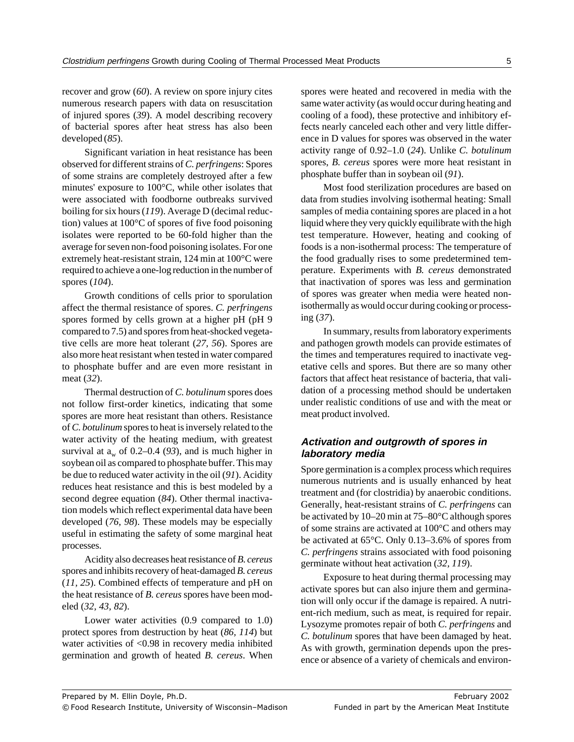recover and grow (*60*). A review on spore injury cites numerous research papers with data on resuscitation of injured spores (*39*). A model describing recovery of bacterial spores after heat stress has also been developed (*85*).

Significant variation in heat resistance has been observed for different strains of *C. perfringens*: Spores of some strains are completely destroyed after a few minutes' exposure to 100°C, while other isolates that were associated with foodborne outbreaks survived boiling for six hours (*119*). Average D (decimal reduction) values at 100°C of spores of five food poisoning isolates were reported to be 60-fold higher than the average for seven non-food poisoning isolates. For one extremely heat-resistant strain, 124 min at 100°C were required to achieve a one-log reduction in the number of spores (*104*).

Growth conditions of cells prior to sporulation affect the thermal resistance of spores. *C. perfringens* spores formed by cells grown at a higher pH (pH 9 compared to 7.5) and spores from heat-shocked vegetative cells are more heat tolerant (*27, 56*). Spores are also more heat resistant when tested in water compared to phosphate buffer and are even more resistant in meat (*32*).

Thermal destruction of *C. botulinum* spores does not follow first-order kinetics, indicating that some spores are more heat resistant than others. Resistance of *C. botulinum* spores to heat is inversely related to the water activity of the heating medium, with greatest survival at $a_w$ of 0.2–0.4 (*93*), and is much higher in soybean oil as compared to phosphate buffer. This may be due to reduced water activity in the oil (*91*). Acidity reduces heat resistance and this is best modeled by a second degree equation (*84*). Other thermal inactivation models which reflect experimental data have been developed (*76, 98*). These models may be especially useful in estimating the safety of some marginal heat processes.

Acidity also decreases heat resistance of *B. cereus* spores and inhibits recovery of heat-damaged *B. cereus* (*11, 25*). Combined effects of temperature and pH on the heat resistance of *B. cereus* spores have been modeled (*32, 43, 82*).

Lower water activities (0.9 compared to 1.0) protect spores from destruction by heat (*86, 114*) but water activities of <0.98 in recovery media inhibited germination and growth of heated *B. cereus*. When spores were heated and recovered in media with the same water activity (as would occur during heating and cooling of a food), these protective and inhibitory effects nearly canceled each other and very little difference in D values for spores was observed in the water activity range of 0.92–1.0 (*24*). Unlike *C. botulinum* spores, *B. cereus* spores were more heat resistant in phosphate buffer than in soybean oil (*91*).

Most food sterilization procedures are based on data from studies involving isothermal heating: Small samples of media containing spores are placed in a hot liquid where they very quickly equilibrate with the high test temperature. However, heating and cooking of foods is a non-isothermal process: The temperature of the food gradually rises to some predetermined temperature. Experiments with *B. cereus* demonstrated that inactivation of spores was less and germination of spores was greater when media were heated non-isothermally as would occur during cooking or processing (*37*).

In summary, results from laboratory experiments and pathogen growth models can provide estimates of the times and temperatures required to inactivate vegetative cells and spores. But there are so many other factors that affect heat resistance of bacteria, that validation of a processing method should be undertaken under realistic conditions of use and with the meat or meat product involved.

### Activation and outgrowth of spores in laboratory media

Spore germination is a complex process which requires numerous nutrients and is usually enhanced by heat treatment and (for clostridia) by anaerobic conditions. Generally, heat-resistant strains of *C. perfringens* can be activated by 10–20 min at 75–80°C although spores of some strains are activated at 100°C and others may be activated at 65°C. Only 0.13–3.6% of spores from *C. perfringens* strains associated with food poisoning germinate without heat activation (*32, 119*).

Exposure to heat during thermal processing may activate spores but can also injure them and germination will only occur if the damage is repaired. A nutrient-rich medium, such as meat, is required for repair. Lysozyme promotes repair of both *C. perfringens* and *C. botulinum* spores that have been damaged by heat. As with growth, germination depends upon the presence or absence of a variety of chemicals and environ-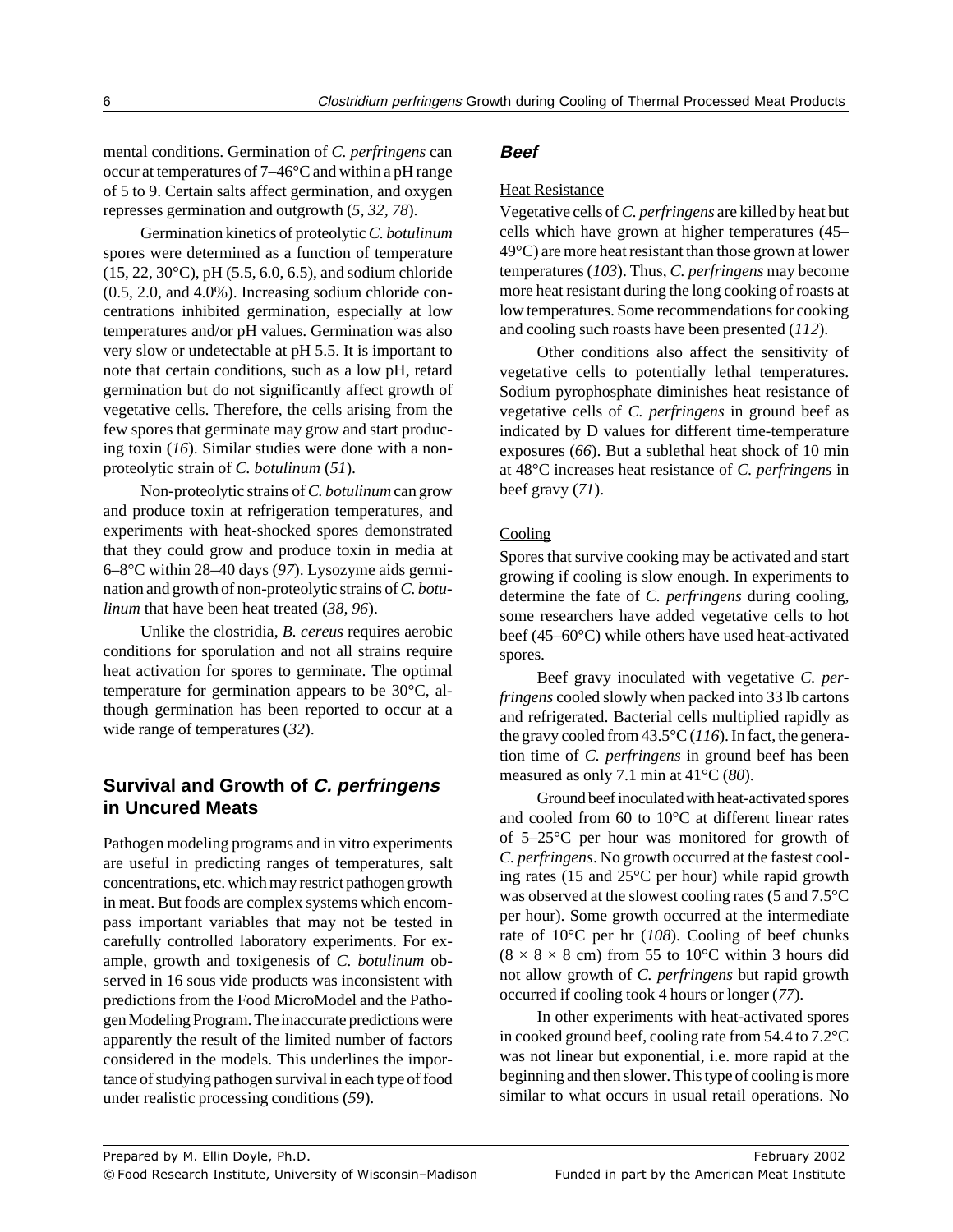mental conditions. Germination of *C. perfringens* can occur at temperatures of 7–46°C and within a pH range of 5 to 9. Certain salts affect germination, and oxygen represses germination and outgrowth (*5, 32, 78*).

Germination kinetics of proteolytic *C. botulinum* spores were determined as a function of temperature (15, 22, 30°C), pH (5.5, 6.0, 6.5), and sodium chloride (0.5, 2.0, and 4.0%). Increasing sodium chloride concentrations inhibited germination, especially at low temperatures and/or pH values. Germination was also very slow or undetectable at pH 5.5. It is important to note that certain conditions, such as a low pH, retard germination but do not significantly affect growth of vegetative cells. Therefore, the cells arising from the few spores that germinate may grow and start producing toxin (*16*). Similar studies were done with a non-proteolytic strain of *C. botulinum* (*51*).

Non-proteolytic strains of *C. botulinum* can grow and produce toxin at refrigeration temperatures, and experiments with heat-shocked spores demonstrated that they could grow and produce toxin in media at 6–8°C within 28–40 days (*97*). Lysozyme aids germination and growth of non-proteolytic strains of *C. botulinum* that have been heat treated (*38, 96*).

Unlike the clostridia, *B. cereus* requires aerobic conditions for sporulation and not all strains require heat activation for spores to germinate. The optimal temperature for germination appears to be 30°C, although germination has been reported to occur at a wide range of temperatures (*32*).

## Survival and Growth of *C. perfringens* in Uncured Meats

Pathogen modeling programs and in vitro experiments are useful in predicting ranges of temperatures, salt concentrations, etc. which may restrict pathogen growth in meat. But foods are complex systems which encompass important variables that may not be tested in carefully controlled laboratory experiments. For example, growth and toxigenesis of *C. botulinum* observed in 16 sous vide products was inconsistent with predictions from the Food MicroModel and the Pathogen Modeling Program. The inaccurate predictions were apparently the result of the limited number of factors considered in the models. This underlines the importance of studying pathogen survival in each type of food under realistic processing conditions (*59*).

### Beef

#### Heat Resistance

Vegetative cells of *C. perfringens* are killed by heat but cells which have grown at higher temperatures (45–49°C) are more heat resistant than those grown at lower temperatures (*103*). Thus, *C. perfringens* may become more heat resistant during the long cooking of roasts at low temperatures. Some recommendations for cooking and cooling such roasts have been presented (*112*).

Other conditions also affect the sensitivity of vegetative cells to potentially lethal temperatures. Sodium pyrophosphate diminishes heat resistance of vegetative cells of *C. perfringens* in ground beef as indicated by D values for different time-temperature exposures (*66*). But a sublethal heat shock of 10 min at 48°C increases heat resistance of *C. perfringens* in beef gravy (*71*).

#### Cooling

Spores that survive cooking may be activated and start growing if cooling is slow enough. In experiments to determine the fate of *C. perfringens* during cooling, some researchers have added vegetative cells to hot beef (45–60°C) while others have used heat-activated spores.

Beef gravy inoculated with vegetative *C. perfringens* cooled slowly when packed into 33 lb cartons and refrigerated. Bacterial cells multiplied rapidly as the gravy cooled from 43.5°C (*116*). In fact, the generation time of *C. perfringens* in ground beef has been measured as only 7.1 min at 41°C (*80*).

Ground beef inoculated with heat-activated spores and cooled from 60 to 10°C at different linear rates of 5–25°C per hour was monitored for growth of *C. perfringens*. No growth occurred at the fastest cooling rates (15 and 25°C per hour) while rapid growth was observed at the slowest cooling rates (5 and 7.5°C per hour). Some growth occurred at the intermediate rate of 10°C per hr (*108*). Cooling of beef chunks ($8 \times 8 \times 8$ cm) from 55 to 10°C within 3 hours did not allow growth of *C. perfringens* but rapid growth occurred if cooling took 4 hours or longer (*77*).

In other experiments with heat-activated spores in cooked ground beef, cooling rate from 54.4 to 7.2°C was not linear but exponential, i.e. more rapid at the beginning and then slower. This type of cooling is more similar to what occurs in usual retail operations. No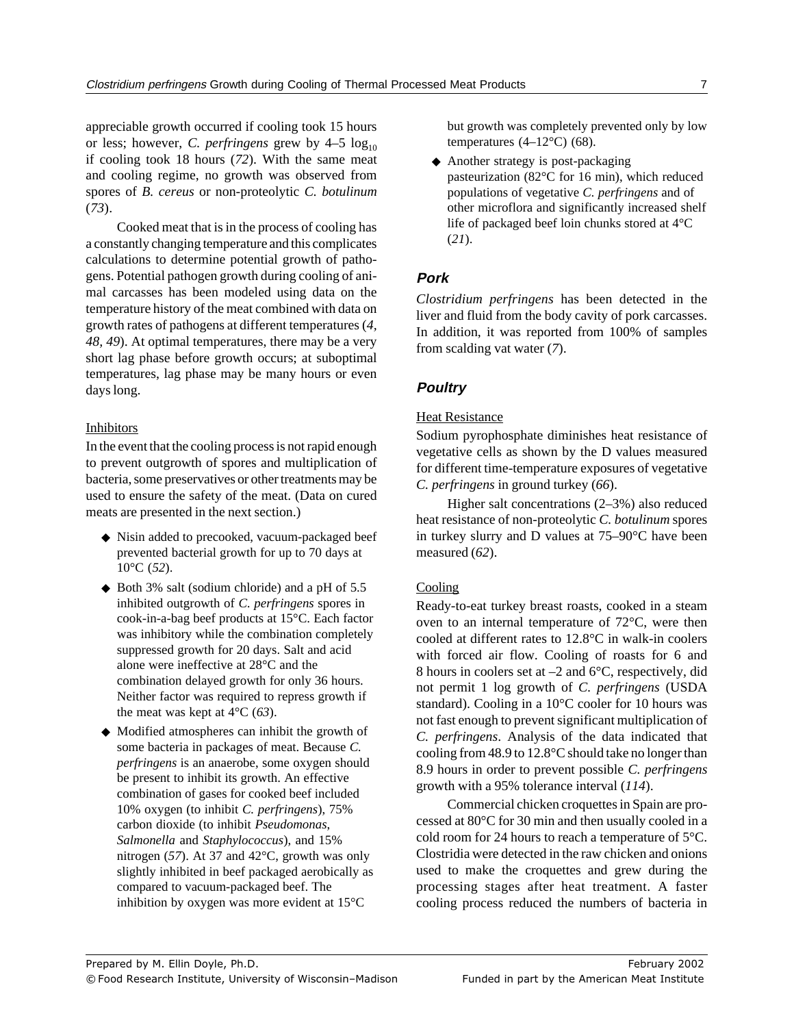appreciable growth occurred if cooling took 15 hours or less; however, *C. perfringens* grew by 4–5 $\log_{10}$ if cooling took 18 hours (*72*). With the same meat and cooling regime, no growth was observed from spores of *B. cereus* or non-proteolytic *C. botulinum* (*73*).

Cooked meat that is in the process of cooling has a constantly changing temperature and this complicates calculations to determine potential growth of pathogens. Potential pathogen growth during cooling of animal carcasses has been modeled using data on the temperature history of the meat combined with data on growth rates of pathogens at different temperatures (*4, 48, 49*). At optimal temperatures, there may be a very short lag phase before growth occurs; at suboptimal temperatures, lag phase may be many hours or even days long.

Inhibitors

In the event that the cooling process is not rapid enough to prevent outgrowth of spores and multiplication of bacteria, some preservatives or other treatments may be used to ensure the safety of the meat. (Data on cured meats are presented in the next section.)

- Nisin added to precooked, vacuum-packaged beef prevented bacterial growth for up to 70 days at 10°C (*52*).
- Both 3% salt (sodium chloride) and a pH of 5.5 inhibited outgrowth of *C. perfringens* spores in cook-in-a-bag beef products at 15°C. Each factor was inhibitory while the combination completely suppressed growth for 20 days. Salt and acid alone were ineffective at 28°C and the combination delayed growth for only 36 hours. Neither factor was required to repress growth if the meat was kept at 4°C (*63*).
- Modified atmospheres can inhibit the growth of some bacteria in packages of meat. Because *C. perfringens* is an anaerobe, some oxygen should be present to inhibit its growth. An effective combination of gases for cooked beef included 10% oxygen (to inhibit *C. perfringens*), 75% carbon dioxide (to inhibit *Pseudomonas*, *Salmonella* and *Staphylococcus*), and 15% nitrogen (*57*). At 37 and 42°C, growth was only slightly inhibited in beef packaged aerobically as compared to vacuum-packaged beef. The inhibition by oxygen was more evident at 15°C but growth was completely prevented only by low temperatures (4–12°C) (68).
- Another strategy is post-packaging pasteurization (82°C for 16 min), which reduced populations of vegetative *C. perfringens* and of other microflora and significantly increased shelf life of packaged beef loin chunks stored at 4°C (*21*).

### Pork

*Clostridium perfringens* has been detected in the liver and fluid from the body cavity of pork carcasses. In addition, it was reported from 100% of samples from scalding vat water (*7*).

### Poultry

Heat Resistance

Sodium pyrophosphate diminishes heat resistance of vegetative cells as shown by the D values measured for different time-temperature exposures of vegetative *C. perfringens* in ground turkey (*66*).

Higher salt concentrations (2–3%) also reduced heat resistance of non-proteolytic *C. botulinum* spores in turkey slurry and D values at 75–90°C have been measured (*62*).

Cooling

Ready-to-eat turkey breast roasts, cooked in a steam oven to an internal temperature of 72°C, were then cooled at different rates to 12.8°C in walk-in coolers with forced air flow. Cooling of roasts for 6 and 8 hours in coolers set at –2 and 6°C, respectively, did not permit 1 log growth of *C. perfringens* (USDA standard). Cooling in a 10°C cooler for 10 hours was not fast enough to prevent significant multiplication of *C. perfringens*. Analysis of the data indicated that cooling from 48.9 to 12.8°C should take no longer than 8.9 hours in order to prevent possible *C. perfringens* growth with a 95% tolerance interval (*114*).

Commercial chicken croquettes in Spain are processed at 80°C for 30 min and then usually cooled in a cold room for 24 hours to reach a temperature of 5°C. Clostridia were detected in the raw chicken and onions used to make the croquettes and grew during the processing stages after heat treatment. A faster cooling process reduced the numbers of bacteria in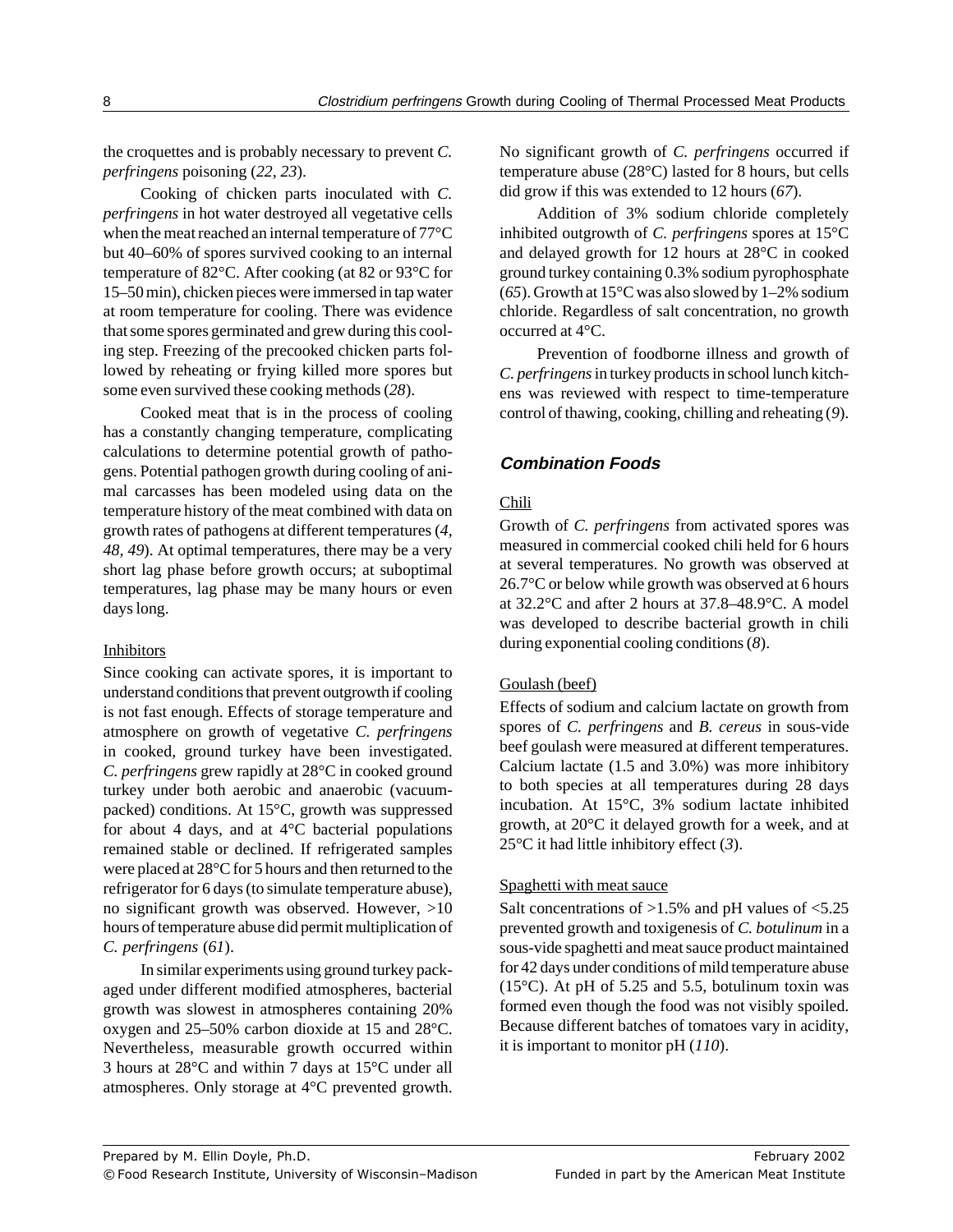the croquettes and is probably necessary to prevent *C. perfringens* poisoning (*22, 23*).

Cooking of chicken parts inoculated with *C. perfringens* in hot water destroyed all vegetative cells when the meat reached an internal temperature of 77°C but 40–60% of spores survived cooking to an internal temperature of 82°C. After cooking (at 82 or 93°C for 15–50 min), chicken pieces were immersed in tap water at room temperature for cooling. There was evidence that some spores germinated and grew during this cooling step. Freezing of the precooked chicken parts followed by reheating or frying killed more spores but some even survived these cooking methods (*28*).

Cooked meat that is in the process of cooling has a constantly changing temperature, complicating calculations to determine potential growth of pathogens. Potential pathogen growth during cooling of animal carcasses has been modeled using data on the temperature history of the meat combined with data on growth rates of pathogens at different temperatures (*4, 48, 49*). At optimal temperatures, there may be a very short lag phase before growth occurs; at suboptimal temperatures, lag phase may be many hours or even days long.

Inhibitors

Since cooking can activate spores, it is important to understand conditions that prevent outgrowth if cooling is not fast enough. Effects of storage temperature and atmosphere on growth of vegetative *C. perfringens* in cooked, ground turkey have been investigated. *C. perfringens* grew rapidly at 28°C in cooked ground turkey under both aerobic and anaerobic (vacuum-packed) conditions. At 15°C, growth was suppressed for about 4 days, and at 4°C bacterial populations remained stable or declined. If refrigerated samples were placed at 28°C for 5 hours and then returned to the refrigerator for 6 days (to simulate temperature abuse), no significant growth was observed. However, >10 hours of temperature abuse did permit multiplication of *C. perfringens* (*61*).

In similar experiments using ground turkey packaged under different modified atmospheres, bacterial growth was slowest in atmospheres containing 20% oxygen and 25–50% carbon dioxide at 15 and 28°C. Nevertheless, measurable growth occurred within 3 hours at 28°C and within 7 days at 15°C under all atmospheres. Only storage at 4°C prevented growth. No significant growth of *C. perfringens* occurred if temperature abuse (28°C) lasted for 8 hours, but cells did grow if this was extended to 12 hours (*67*).

Addition of 3% sodium chloride completely inhibited outgrowth of *C. perfringens* spores at 15°C and delayed growth for 12 hours at 28°C in cooked ground turkey containing 0.3% sodium pyrophosphate (*65*). Growth at 15°C was also slowed by 1–2% sodium chloride. Regardless of salt concentration, no growth occurred at 4°C.

Prevention of foodborne illness and growth of *C. perfringens* in turkey products in school lunch kitchens was reviewed with respect to time-temperature control of thawing, cooking, chilling and reheating (*9*).

### Combination Foods

Chili

Growth of *C. perfringens* from activated spores was measured in commercial cooked chili held for 6 hours at several temperatures. No growth was observed at 26.7°C or below while growth was observed at 6 hours at 32.2°C and after 2 hours at 37.8–48.9°C. A model was developed to describe bacterial growth in chili during exponential cooling conditions (*8*).

Goulash (beef)

Effects of sodium and calcium lactate on growth from spores of *C. perfringens* and *B. cereus* in sous-vide beef goulash were measured at different temperatures. Calcium lactate (1.5 and 3.0%) was more inhibitory to both species at all temperatures during 28 days incubation. At 15°C, 3% sodium lactate inhibited growth, at 20°C it delayed growth for a week, and at 25°C it had little inhibitory effect (*3*).

Spaghetti with meat sauce

Salt concentrations of >1.5% and pH values of <5.25 prevented growth and toxigenesis of *C. botulinum* in a sous-vide spaghetti and meat sauce product maintained for 42 days under conditions of mild temperature abuse (15°C). At pH of 5.25 and 5.5, botulinum toxin was formed even though the food was not visibly spoiled. Because different batches of tomatoes vary in acidity, it is important to monitor pH (*110*).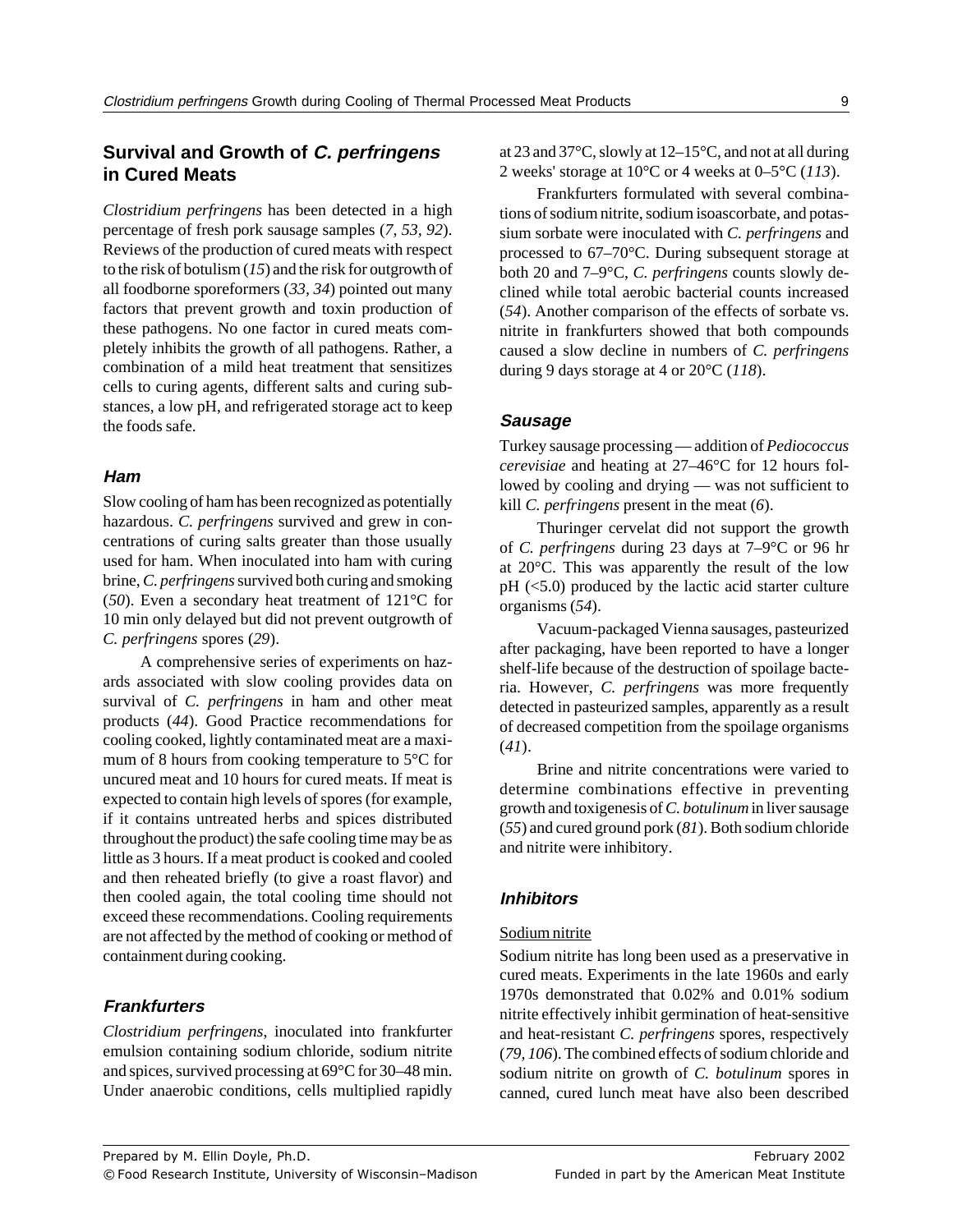## Survival and Growth of *C. perfringens* in Cured Meats

*Clostridium perfringens* has been detected in a high percentage of fresh pork sausage samples (*7, 53, 92*). Reviews of the production of cured meats with respect to the risk of botulism (*15*) and the risk for outgrowth of all foodborne sporeformers (*33, 34*) pointed out many factors that prevent growth and toxin production of these pathogens. No one factor in cured meats completely inhibits the growth of all pathogens. Rather, a combination of a mild heat treatment that sensitizes cells to curing agents, different salts and curing substances, a low pH, and refrigerated storage act to keep the foods safe.

### Ham

Slow cooling of ham has been recognized as potentially hazardous. *C. perfringens* survived and grew in concentrations of curing salts greater than those usually used for ham. When inoculated into ham with curing brine, *C. perfringens* survived both curing and smoking (*50*). Even a secondary heat treatment of 121°C for 10 min only delayed but did not prevent outgrowth of *C. perfringens* spores (*29*).

A comprehensive series of experiments on hazards associated with slow cooling provides data on survival of *C. perfringens* in ham and other meat products (*44*). Good Practice recommendations for cooling cooked, lightly contaminated meat are a maximum of 8 hours from cooking temperature to 5°C for uncured meat and 10 hours for cured meats. If meat is expected to contain high levels of spores (for example, if it contains untreated herbs and spices distributed throughout the product) the safe cooling time may be as little as 3 hours. If a meat product is cooked and cooled and then reheated briefly (to give a roast flavor) and then cooled again, the total cooling time should not exceed these recommendations. Cooling requirements are not affected by the method of cooking or method of containment during cooking.

### Frankfurters

*Clostridium perfringens*, inoculated into frankfurter emulsion containing sodium chloride, sodium nitrite and spices, survived processing at 69°C for 30–48 min. Under anaerobic conditions, cells multiplied rapidly at 23 and 37°C, slowly at 12–15°C, and not at all during 2 weeks' storage at 10°C or 4 weeks at 0–5°C (*113*).

Frankfurters formulated with several combinations of sodium nitrite, sodium isoascorbate, and potassium sorbate were inoculated with *C. perfringens* and processed to 67–70°C. During subsequent storage at both 20 and 7–9°C, *C. perfringens* counts slowly declined while total aerobic bacterial counts increased (*54*). Another comparison of the effects of sorbate vs. nitrite in frankfurters showed that both compounds caused a slow decline in numbers of *C. perfringens* during 9 days storage at 4 or 20°C (*118*).

### Sausage

Turkey sausage processing — addition of *Pediococcus cerevisiae* and heating at 27–46°C for 12 hours followed by cooling and drying — was not sufficient to kill *C. perfringens* present in the meat (*6*).

Thuringer cervelat did not support the growth of *C. perfringens* during 23 days at 7–9°C or 96 hr at 20°C. This was apparently the result of the low pH (<5.0) produced by the lactic acid starter culture organisms (*54*).

Vacuum-packaged Vienna sausages, pasteurized after packaging, have been reported to have a longer shelf-life because of the destruction of spoilage bacteria. However, *C. perfringens* was more frequently detected in pasteurized samples, apparently as a result of decreased competition from the spoilage organisms (*41*).

Brine and nitrite concentrations were varied to determine combinations effective in preventing growth and toxigenesis of *C. botulinum* in liver sausage (*55*) and cured ground pork (*81*). Both sodium chloride and nitrite were inhibitory.

### Inhibitors

Sodium nitrite

Sodium nitrite has long been used as a preservative in cured meats. Experiments in the late 1960s and early 1970s demonstrated that 0.02% and 0.01% sodium nitrite effectively inhibit germination of heat-sensitive and heat-resistant *C. perfringens* spores, respectively (*79, 106*). The combined effects of sodium chloride and sodium nitrite on growth of *C. botulinum* spores in canned, cured lunch meat have also been described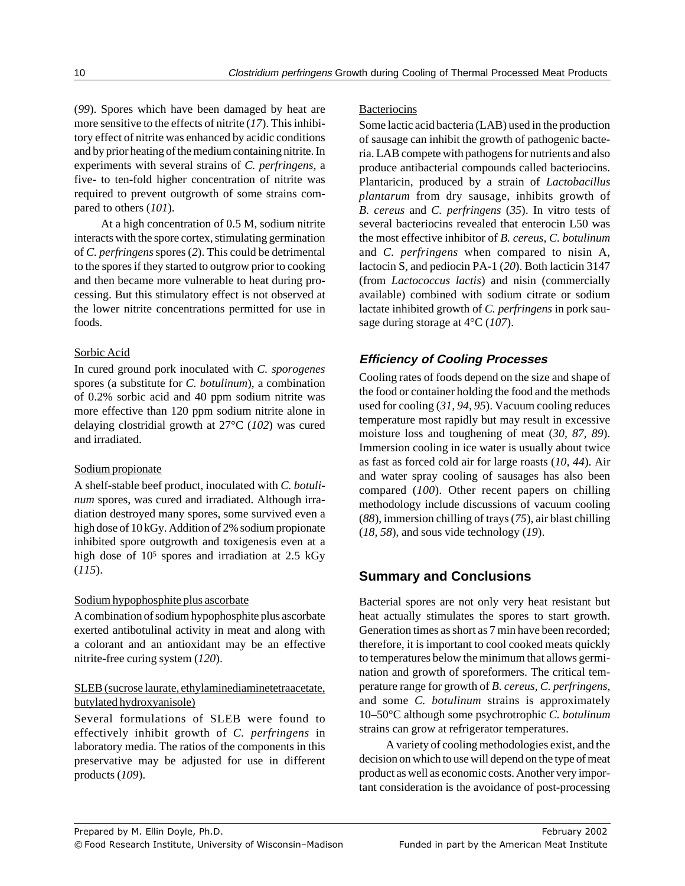(*99*). Spores which have been damaged by heat are more sensitive to the effects of nitrite (*17*). This inhibitory effect of nitrite was enhanced by acidic conditions and by prior heating of the medium containing nitrite. In experiments with several strains of *C. perfringens*, a five- to ten-fold higher concentration of nitrite was required to prevent outgrowth of some strains compared to others (*101*).

At a high concentration of 0.5 M, sodium nitrite interacts with the spore cortex, stimulating germination of *C. perfringens* spores (*2*). This could be detrimental to the spores if they started to outgrow prior to cooking and then became more vulnerable to heat during processing. But this stimulatory effect is not observed at the lower nitrite concentrations permitted for use in foods.

Sorbic Acid

In cured ground pork inoculated with *C. sporogenes* spores (a substitute for *C. botulinum*), a combination of 0.2% sorbic acid and 40 ppm sodium nitrite was more effective than 120 ppm sodium nitrite alone in delaying clostridial growth at 27°C (*102*) was cured and irradiated.

Sodium propionate

A shelf-stable beef product, inoculated with *C. botulinum* spores, was cured and irradiated. Although irradiation destroyed many spores, some survived even a high dose of 10 kGy. Addition of 2% sodium propionate inhibited spore outgrowth and toxigenesis even at a high dose of $10^5$ spores and irradiation at 2.5 kGy (*115*).

Sodium hypophosphite plus ascorbate

A combination of sodium hypophosphite plus ascorbate exerted antibotulinal activity in meat and along with a colorant and an antioxidant may be an effective nitrite-free curing system (*120*).

SLEB (sucrose laurate, ethylaminediaminetetraacetate, butylated hydroxyanisole)

Several formulations of SLEB were found to effectively inhibit growth of *C. perfringens* in laboratory media. The ratios of the components in this preservative may be adjusted for use in different products (*109*).

Bacteriocins

Some lactic acid bacteria (LAB) used in the production of sausage can inhibit the growth of pathogenic bacteria. LAB compete with pathogens for nutrients and also produce antibacterial compounds called bacteriocins. Plantaricin, produced by a strain of *Lactobacillus plantarum* from dry sausage, inhibits growth of *B. cereus* and *C. perfringens* (*35*). In vitro tests of several bacteriocins revealed that enterocin L50 was the most effective inhibitor of *B. cereus, C. botulinum* and *C. perfringens* when compared to nisin A, lactocin S, and pediocin PA-1 (*20*). Both lacticin 3147 (from *Lactococcus lactis*) and nisin (commercially available) combined with sodium citrate or sodium lactate inhibited growth of *C. perfringens* in pork sausage during storage at 4°C (*107*).

### Efficiency of Cooling Processes

Cooling rates of foods depend on the size and shape of the food or container holding the food and the methods used for cooling (*31, 94, 95*). Vacuum cooling reduces temperature most rapidly but may result in excessive moisture loss and toughening of meat (*30, 87, 89*). Immersion cooling in ice water is usually about twice as fast as forced cold air for large roasts (*10, 44*). Air and water spray cooling of sausages has also been compared (*100*). Other recent papers on chilling methodology include discussions of vacuum cooling (*88*), immersion chilling of trays (*75*), air blast chilling (*18, 58*), and sous vide technology (*19*).

## Summary and Conclusions

Bacterial spores are not only very heat resistant but heat actually stimulates the spores to start growth. Generation times as short as 7 min have been recorded; therefore, it is important to cool cooked meats quickly to temperatures below the minimum that allows germination and growth of sporeformers. The critical temperature range for growth of *B. cereus, C. perfringens,* and some *C. botulinum* strains is approximately 10–50°C although some psychrotrophic *C. botulinum* strains can grow at refrigerator temperatures.

A variety of cooling methodologies exist, and the decision on which to use will depend on the type of meat product as well as economic costs. Another very important consideration is the avoidance of post-processing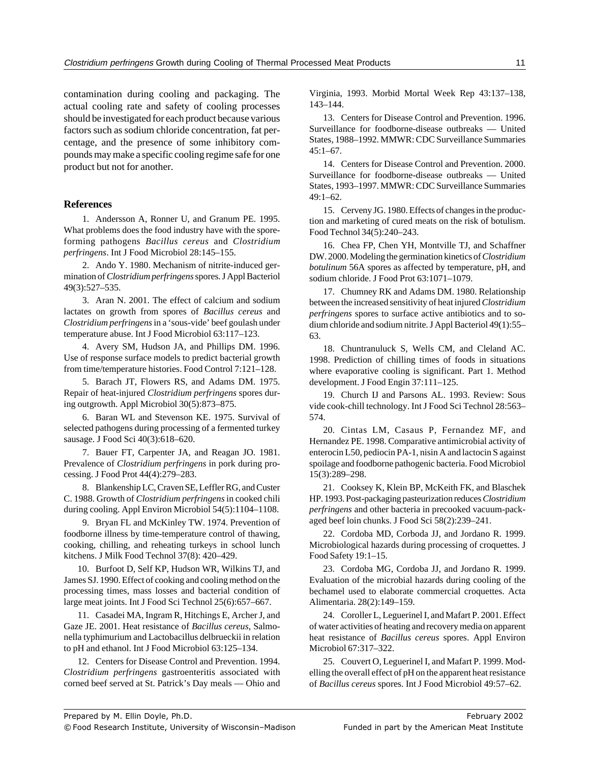contamination during cooling and packaging. The actual cooling rate and safety of cooling processes should be investigated for each product because various factors such as sodium chloride concentration, fat percentage, and the presence of some inhibitory compounds may make a specific cooling regime safe for one product but not for another.

## References

1. Andersson A, Ronner U, and Granum PE. 1995. What problems does the food industry have with the spore-forming pathogens *Bacillus cereus* and *Clostridium perfringens*. Int J Food Microbiol 28:145–155.

2. Ando Y. 1980. Mechanism of nitrite-induced germination of *Clostridium perfringens* spores. J Appl Bacteriol 49(3):527–535.

3. Aran N. 2001. The effect of calcium and sodium lactates on growth from spores of *Bacillus cereus* and *Clostridium perfringens* in a 'sous-vide' beef goulash under temperature abuse. Int J Food Microbiol 63:117–123.

4. Avery SM, Hudson JA, and Phillips DM. 1996. Use of response surface models to predict bacterial growth from time/temperature histories. Food Control 7:121–128.

5. Barach JT, Flowers RS, and Adams DM. 1975. Repair of heat-injured *Clostridium perfringens* spores during outgrowth. Appl Microbiol 30(5):873–875.

6. Baran WL and Stevenson KE. 1975. Survival of selected pathogens during processing of a fermented turkey sausage. J Food Sci 40(3):618–620.

7. Bauer FT, Carpenter JA, and Reagan JO. 1981. Prevalence of *Clostridium perfringens* in pork during processing. J Food Prot 44(4):279–283.

8. Blankenship LC, Craven SE, Leffler RG, and Custer C. 1988. Growth of *Clostridium perfringens* in cooked chili during cooling. Appl Environ Microbiol 54(5):1104–1108.

9. Bryan FL and McKinley TW. 1974. Prevention of foodborne illness by time-temperature control of thawing, cooking, chilling, and reheating turkeys in school lunch kitchens. J Milk Food Technol 37(8): 420–429.

10. Burfoot D, Self KP, Hudson WR, Wilkins TJ, and James SJ. 1990. Effect of cooking and cooling method on the processing times, mass losses and bacterial condition of large meat joints. Int J Food Sci Technol 25(6):657–667.

11. Casadei MA, Ingram R, Hitchings E, Archer J, and Gaze JE. 2001. Heat resistance of *Bacillus cereus*, Salmonella typhimurium and Lactobacillus delbrueckii in relation to pH and ethanol. Int J Food Microbiol 63:125–134.

12. Centers for Disease Control and Prevention. 1994. *Clostridium perfringens* gastroenteritis associated with corned beef served at St. Patrick's Day meals — Ohio and Virginia, 1993. Morbid Mortal Week Rep 43:137–138, 143–144.

13. Centers for Disease Control and Prevention. 1996. Surveillance for foodborne-disease outbreaks — United States, 1988–1992. MMWR: CDC Surveillance Summaries 45:1–67.

14. Centers for Disease Control and Prevention. 2000. Surveillance for foodborne-disease outbreaks — United States, 1993–1997. MMWR: CDC Surveillance Summaries 49:1–62.

15. Cerveny JG. 1980. Effects of changes in the production and marketing of cured meats on the risk of botulism. Food Technol 34(5):240–243.

16. Chea FP, Chen YH, Montville TJ, and Schaffner DW. 2000. Modeling the germination kinetics of *Clostridium botulinum* 56A spores as affected by temperature, pH, and sodium chloride. J Food Prot 63:1071–1079.

17. Chumney RK and Adams DM. 1980. Relationship between the increased sensitivity of heat injured *Clostridium perfringens* spores to surface active antibiotics and to sodium chloride and sodium nitrite. J Appl Bacteriol 49(1):55–63.

18. Chuntranuluck S, Wells CM, and Cleland AC. 1998. Prediction of chilling times of foods in situations where evaporative cooling is significant. Part 1. Method development. J Food Engin 37:111–125.

19. Church IJ and Parsons AL. 1993. Review: Sous vide cook-chill technology. Int J Food Sci Technol 28:563–574.

20. Cintas LM, Casaus P, Fernandez MF, and Hernandez PE. 1998. Comparative antimicrobial activity of enterocin L50, pediocin PA-1, nisin A and lactocin S against spoilage and foodborne pathogenic bacteria. Food Microbiol 15(3):289–298.

21. Cooksey K, Klein BP, McKeith FK, and Blaschek HP. 1993. Post-packaging pasteurization reduces *Clostridium perfringens* and other bacteria in precooked vacuum-packaged beef loin chunks. J Food Sci 58(2):239–241.

22. Cordoba MD, Corboda JJ, and Jordano R. 1999. Microbiological hazards during processing of croquettes. J Food Safety 19:1–15.

23. Cordoba MG, Cordoba JJ, and Jordano R. 1999. Evaluation of the microbial hazards during cooling of the bechamel used to elaborate commercial croquettes. Acta Alimentaria. 28(2):149–159.

24. Coroller L, Leguerinel I, and Mafart P. 2001. Effect of water activities of heating and recovery media on apparent heat resistance of *Bacillus cereus* spores. Appl Environ Microbiol 67:317–322.

25. Couvert O, Leguerinel I, and Mafart P. 1999. Modelling the overall effect of pH on the apparent heat resistance of *Bacillus cereus* spores. Int J Food Microbiol 49:57–62.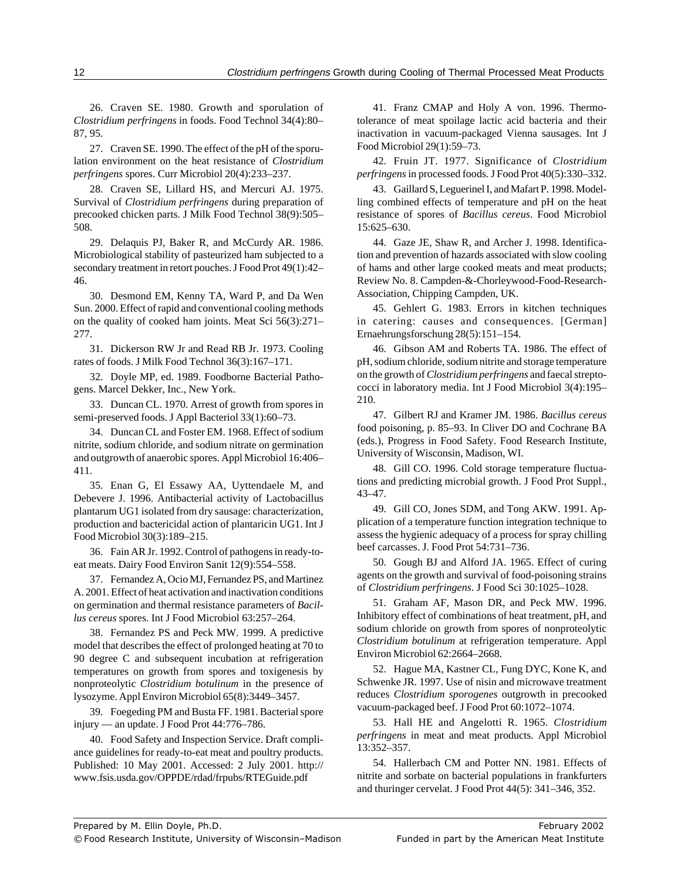26. Craven SE. 1980. Growth and sporulation of *Clostridium perfringens* in foods. Food Technol 34(4):80–87, 95.

27. Craven SE. 1990. The effect of the pH of the sporulation environment on the heat resistance of *Clostridium perfringens* spores. Curr Microbiol 20(4):233–237.

28. Craven SE, Lillard HS, and Mercuri AJ. 1975. Survival of *Clostridium perfringens* during preparation of precooked chicken parts. J Milk Food Technol 38(9):505–508.

29. Delaquis PJ, Baker R, and McCurdy AR. 1986. Microbiological stability of pasteurized ham subjected to a secondary treatment in retort pouches. J Food Prot 49(1):42–46.

30. Desmond EM, Kenny TA, Ward P, and Da Wen Sun. 2000. Effect of rapid and conventional cooling methods on the quality of cooked ham joints. Meat Sci 56(3):271–277.

31. Dickerson RW Jr and Read RB Jr. 1973. Cooling rates of foods. J Milk Food Technol 36(3):167–171.

32. Doyle MP, ed. 1989. Foodborne Bacterial Pathogens. Marcel Dekker, Inc., New York.

33. Duncan CL. 1970. Arrest of growth from spores in semi-preserved foods. J Appl Bacteriol 33(1):60–73.

34. Duncan CL and Foster EM. 1968. Effect of sodium nitrite, sodium chloride, and sodium nitrate on germination and outgrowth of anaerobic spores. Appl Microbiol 16:406–411.

35. Enan G, El Essawy AA, Uyttendaele M, and Debevere J. 1996. Antibacterial activity of Lactobacillus plantarum UG1 isolated from dry sausage: characterization, production and bactericidal action of plantaricin UG1. Int J Food Microbiol 30(3):189–215.

36. Fain AR Jr. 1992. Control of pathogens in ready-to-eat meats. Dairy Food Environ Sanit 12(9):554–558.

37. Fernandez A, Ocio MJ, Fernandez PS, and Martinez A. 2001. Effect of heat activation and inactivation conditions on germination and thermal resistance parameters of *Bacillus cereus* spores. Int J Food Microbiol 63:257–264.

38. Fernandez PS and Peck MW. 1999. A predictive model that describes the effect of prolonged heating at 70 to 90 degree C and subsequent incubation at refrigeration temperatures on growth from spores and toxigenesis by nonproteolytic *Clostridium botulinum* in the presence of lysozyme. Appl Environ Microbiol 65(8):3449–3457.

39. Foegeding PM and Busta FF. 1981. Bacterial spore injury — an update. J Food Prot 44:776–786.

40. Food Safety and Inspection Service. Draft compliance guidelines for ready-to-eat meat and poultry products. Published: 10 May 2001. Accessed: 2 July 2001. http://www.fsis.usda.gov/OPPDE/rdad/frpubs/RTEGuide.pdf

41. Franz CMAP and Holy A von. 1996. Thermotolerance of meat spoilage lactic acid bacteria and their inactivation in vacuum-packaged Vienna sausages. Int J Food Microbiol 29(1):59–73.

42. Fruin JT. 1977. Significance of *Clostridium perfringens* in processed foods. J Food Prot 40(5):330–332.

43. Gaillard S, Leguerinel I, and Mafart P. 1998. Modelling combined effects of temperature and pH on the heat resistance of spores of *Bacillus cereus*. Food Microbiol 15:625–630.

44. Gaze JE, Shaw R, and Archer J. 1998. Identification and prevention of hazards associated with slow cooling of hams and other large cooked meats and meat products; Review No. 8. Campden-&-Chorleywood-Food-Research-Association, Chipping Campden, UK.

45. Gehlert G. 1983. Errors in kitchen techniques in catering: causes and consequences. [German] Ernaehrungsforschung 28(5):151–154.

46. Gibson AM and Roberts TA. 1986. The effect of pH, sodium chloride, sodium nitrite and storage temperature on the growth of *Clostridium perfringens* and faecal streptococci in laboratory media. Int J Food Microbiol 3(4):195–210.

47. Gilbert RJ and Kramer JM. 1986. *Bacillus cereus* food poisoning, p. 85–93. In Cliver DO and Cochrane BA (eds.), Progress in Food Safety. Food Research Institute, University of Wisconsin, Madison, WI.

48. Gill CO. 1996. Cold storage temperature fluctuations and predicting microbial growth. J Food Prot Suppl., 43–47.

49. Gill CO, Jones SDM, and Tong AKW. 1991. Application of a temperature function integration technique to assess the hygienic adequacy of a process for spray chilling beef carcasses. J. Food Prot 54:731–736.

50. Gough BJ and Alford JA. 1965. Effect of curing agents on the growth and survival of food-poisoning strains of *Clostridium perfringens*. J Food Sci 30:1025–1028.

51. Graham AF, Mason DR, and Peck MW. 1996. Inhibitory effect of combinations of heat treatment, pH, and sodium chloride on growth from spores of nonproteolytic *Clostridium botulinum* at refrigeration temperature. Appl Environ Microbiol 62:2664–2668.

52. Hague MA, Kastner CL, Fung DYC, Kone K, and Schwenke JR. 1997. Use of nisin and microwave treatment reduces *Clostridium sporogenes* outgrowth in precooked vacuum-packaged beef. J Food Prot 60:1072–1074.

53. Hall HE and Angelotti R. 1965. *Clostridium perfringens* in meat and meat products. Appl Microbiol 13:352–357.

54. Hallerbach CM and Potter NN. 1981. Effects of nitrite and sorbate on bacterial populations in frankfurters and thuringer cervelat. J Food Prot 44(5): 341–346, 352.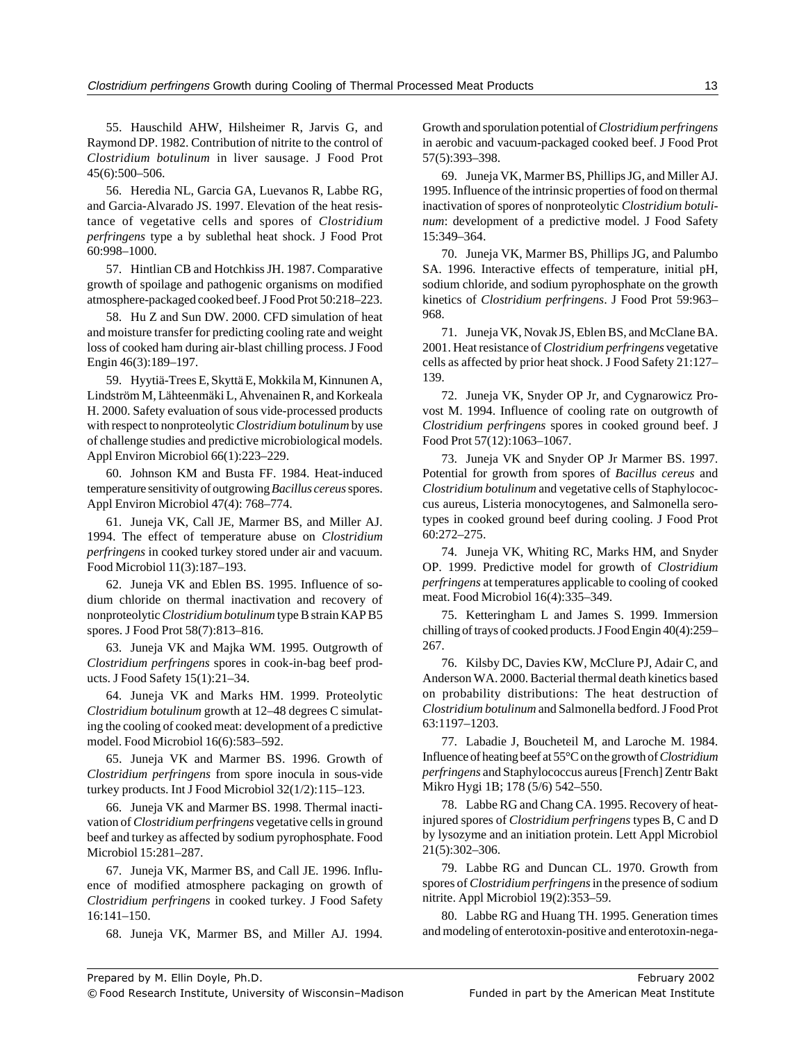55. Hauschild AHW, Hilsheimer R, Jarvis G, and Raymond DP. 1982. Contribution of nitrite to the control of *Clostridium botulinum* in liver sausage. J Food Prot 45(6):500–506.

56. Heredia NL, Garcia GA, Luevanos R, Labbe RG, and Garcia-Alvarado JS. 1997. Elevation of the heat resistance of vegetative cells and spores of *Clostridium perfringens* type a by sublethal heat shock. J Food Prot 60:998–1000.

57. Hintlian CB and Hotchkiss JH. 1987. Comparative growth of spoilage and pathogenic organisms on modified atmosphere-packaged cooked beef. J Food Prot 50:218–223.

58. Hu Z and Sun DW. 2000. CFD simulation of heat and moisture transfer for predicting cooling rate and weight loss of cooked ham during air-blast chilling process. J Food Engin 46(3):189–197.

59. Hyytiä-Trees E, Skyttä E, Mokkila M, Kinnunen A, Lindström M, Lähteenmäki L, Ahvenainen R, and Korkeala H. 2000. Safety evaluation of sous vide-processed products with respect to nonproteolytic *Clostridium botulinum* by use of challenge studies and predictive microbiological models. Appl Environ Microbiol 66(1):223–229.

60. Johnson KM and Busta FF. 1984. Heat-induced temperature sensitivity of outgrowing *Bacillus cereus* spores. Appl Environ Microbiol 47(4): 768–774.

61. Juneja VK, Call JE, Marmer BS, and Miller AJ. 1994. The effect of temperature abuse on *Clostridium perfringens* in cooked turkey stored under air and vacuum. Food Microbiol 11(3):187–193.

62. Juneja VK and Eblen BS. 1995. Influence of sodium chloride on thermal inactivation and recovery of nonproteolytic *Clostridium botulinum* type B strain KAP B5 spores. J Food Prot 58(7):813–816.

63. Juneja VK and Majka WM. 1995. Outgrowth of *Clostridium perfringens* spores in cook-in-bag beef products. J Food Safety 15(1):21–34.

64. Juneja VK and Marks HM. 1999. Proteolytic *Clostridium botulinum* growth at 12–48 degrees C simulating the cooling of cooked meat: development of a predictive model. Food Microbiol 16(6):583–592.

65. Juneja VK and Marmer BS. 1996. Growth of *Clostridium perfringens* from spore inocula in sous-vide turkey products. Int J Food Microbiol 32(1/2):115–123.

66. Juneja VK and Marmer BS. 1998. Thermal inactivation of *Clostridium perfringens* vegetative cells in ground beef and turkey as affected by sodium pyrophosphate. Food Microbiol 15:281–287.

67. Juneja VK, Marmer BS, and Call JE. 1996. Influence of modified atmosphere packaging on growth of *Clostridium perfringens* in cooked turkey. J Food Safety 16:141–150.

68. Juneja VK, Marmer BS, and Miller AJ. 1994. Growth and sporulation potential of *Clostridium perfringens* in aerobic and vacuum-packaged cooked beef. J Food Prot 57(5):393–398.

69. Juneja VK, Marmer BS, Phillips JG, and Miller AJ. 1995. Influence of the intrinsic properties of food on thermal inactivation of spores of nonproteolytic *Clostridium botulinum*: development of a predictive model. J Food Safety 15:349–364.

70. Juneja VK, Marmer BS, Phillips JG, and Palumbo SA. 1996. Interactive effects of temperature, initial pH, sodium chloride, and sodium pyrophosphate on the growth kinetics of *Clostridium perfringens*. J Food Prot 59:963–968.

71. Juneja VK, Novak JS, Eblen BS, and McClane BA. 2001. Heat resistance of *Clostridium perfringens* vegetative cells as affected by prior heat shock. J Food Safety 21:127–139.

72. Juneja VK, Snyder OP Jr, and Cygnarowicz Provost M. 1994. Influence of cooling rate on outgrowth of *Clostridium perfringens* spores in cooked ground beef. J Food Prot 57(12):1063–1067.

73. Juneja VK and Snyder OP Jr Marmer BS. 1997. Potential for growth from spores of *Bacillus cereus* and *Clostridium botulinum* and vegetative cells of Staphylococcus aureus, Listeria monocytogenes, and Salmonella serotypes in cooked ground beef during cooling. J Food Prot 60:272–275.

74. Juneja VK, Whiting RC, Marks HM, and Snyder OP. 1999. Predictive model for growth of *Clostridium perfringens* at temperatures applicable to cooling of cooked meat. Food Microbiol 16(4):335–349.

75. Ketteringham L and James S. 1999. Immersion chilling of trays of cooked products. J Food Engin 40(4):259–267.

76. Kilsby DC, Davies KW, McClure PJ, Adair C, and Anderson WA. 2000. Bacterial thermal death kinetics based on probability distributions: The heat destruction of *Clostridium botulinum* and Salmonella bedford. J Food Prot 63:1197–1203.

77. Labadie J, Boucheteil M, and Laroche M. 1984. Influence of heating beef at 55°C on the growth of *Clostridium perfringens* and Staphylococcus aureus [French] Zentr Bakt Mikro Hygi 1B; 178 (5/6) 542–550.

78. Labbe RG and Chang CA. 1995. Recovery of heat-injured spores of *Clostridium perfringens* types B, C and D by lysozyme and an initiation protein. Lett Appl Microbiol 21(5):302–306.

79. Labbe RG and Duncan CL. 1970. Growth from spores of *Clostridium perfringens* in the presence of sodium nitrite. Appl Microbiol 19(2):353–59.

80. Labbe RG and Huang TH. 1995. Generation times and modeling of enterotoxin-positive and enterotoxin-nega-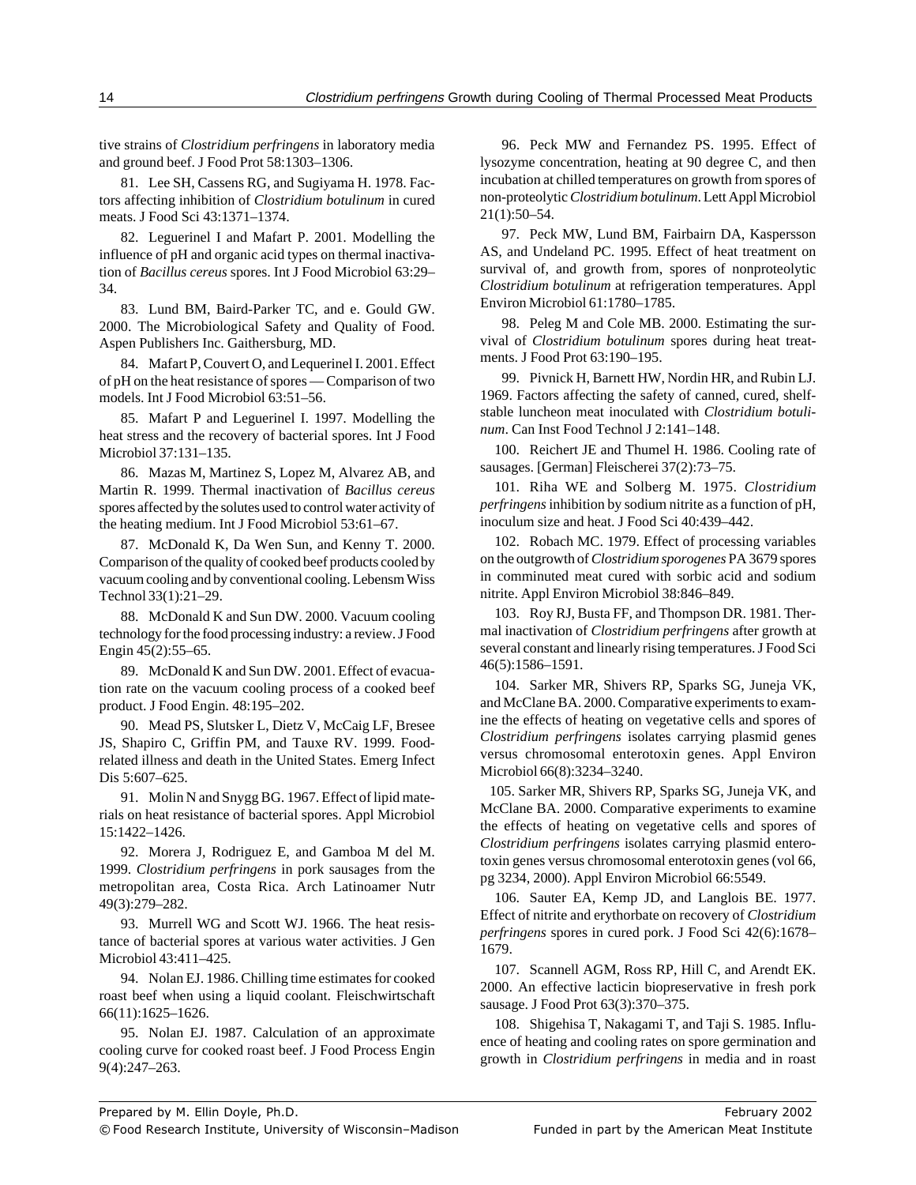tive strains of *Clostridium perfringens* in laboratory media and ground beef. J Food Prot 58:1303–1306.

81. Lee SH, Cassens RG, and Sugiyama H. 1978. Factors affecting inhibition of *Clostridium botulinum* in cured meats. J Food Sci 43:1371–1374.

82. Leguerinel I and Mafart P. 2001. Modelling the influence of pH and organic acid types on thermal inactivation of *Bacillus cereus* spores. Int J Food Microbiol 63:29–34.

83. Lund BM, Baird-Parker TC, and e. Gould GW. 2000. The Microbiological Safety and Quality of Food. Aspen Publishers Inc. Gaithersburg, MD.

84. Mafart P, Couvert O, and Lequerinel I. 2001. Effect of pH on the heat resistance of spores — Comparison of two models. Int J Food Microbiol 63:51–56.

85. Mafart P and Leguerinel I. 1997. Modelling the heat stress and the recovery of bacterial spores. Int J Food Microbiol 37:131–135.

86. Mazas M, Martinez S, Lopez M, Alvarez AB, and Martin R. 1999. Thermal inactivation of *Bacillus cereus* spores affected by the solutes used to control water activity of the heating medium. Int J Food Microbiol 53:61–67.

87. McDonald K, Da Wen Sun, and Kenny T. 2000. Comparison of the quality of cooked beef products cooled by vacuum cooling and by conventional cooling. Lebensm Wiss Technol 33(1):21–29.

88. McDonald K and Sun DW. 2000. Vacuum cooling technology for the food processing industry: a review. J Food Engin 45(2):55–65.

89. McDonald K and Sun DW. 2001. Effect of evacuation rate on the vacuum cooling process of a cooked beef product. J Food Engin. 48:195–202.

90. Mead PS, Slutsker L, Dietz V, McCaig LF, Bresee JS, Shapiro C, Griffin PM, and Tauxe RV. 1999. Food-related illness and death in the United States. Emerg Infect Dis 5:607–625.

91. Molin N and Snygg BG. 1967. Effect of lipid materials on heat resistance of bacterial spores. Appl Microbiol 15:1422–1426.

92. Morera J, Rodriguez E, and Gamboa M del M. 1999. *Clostridium perfringens* in pork sausages from the metropolitan area, Costa Rica. Arch Latinoamer Nutr 49(3):279–282.

93. Murrell WG and Scott WJ. 1966. The heat resistance of bacterial spores at various water activities. J Gen Microbiol 43:411–425.

94. Nolan EJ. 1986. Chilling time estimates for cooked roast beef when using a liquid coolant. Fleischwirtschaft 66(11):1625–1626.

95. Nolan EJ. 1987. Calculation of an approximate cooling curve for cooked roast beef. J Food Process Engin 9(4):247–263.

96. Peck MW and Fernandez PS. 1995. Effect of lysozyme concentration, heating at 90 degree C, and then incubation at chilled temperatures on growth from spores of non-proteolytic *Clostridium botulinum*. Lett Appl Microbiol 21(1):50–54.

97. Peck MW, Lund BM, Fairbairn DA, Kaspersson AS, and Undeland PC. 1995. Effect of heat treatment on survival of, and growth from, spores of nonproteolytic *Clostridium botulinum* at refrigeration temperatures. Appl Environ Microbiol 61:1780–1785.

98. Peleg M and Cole MB. 2000. Estimating the survival of *Clostridium botulinum* spores during heat treatments. J Food Prot 63:190–195.

99. Pivnick H, Barnett HW, Nordin HR, and Rubin LJ. 1969. Factors affecting the safety of canned, cured, shelf-stable luncheon meat inoculated with *Clostridium botulinum*. Can Inst Food Technol J 2:141–148.

100. Reichert JE and Thumel H. 1986. Cooling rate of sausages. [German] Fleischerei 37(2):73–75.

101. Riha WE and Solberg M. 1975. *Clostridium perfringens* inhibition by sodium nitrite as a function of pH, inoculum size and heat. J Food Sci 40:439–442.

102. Robach MC. 1979. Effect of processing variables on the outgrowth of *Clostridium sporogenes* PA 3679 spores in comminuted meat cured with sorbic acid and sodium nitrite. Appl Environ Microbiol 38:846–849.

103. Roy RJ, Busta FF, and Thompson DR. 1981. Thermal inactivation of *Clostridium perfringens* after growth at several constant and linearly rising temperatures. J Food Sci 46(5):1586–1591.

104. Sarker MR, Shivers RP, Sparks SG, Juneja VK, and McClane BA. 2000. Comparative experiments to examine the effects of heating on vegetative cells and spores of *Clostridium perfringens* isolates carrying plasmid genes versus chromosomal enterotoxin genes. Appl Environ Microbiol 66(8):3234–3240.

105. Sarker MR, Shivers RP, Sparks SG, Juneja VK, and McClane BA. 2000. Comparative experiments to examine the effects of heating on vegetative cells and spores of *Clostridium perfringens* isolates carrying plasmid enterotoxin genes versus chromosomal enterotoxin genes (vol 66, pg 3234, 2000). Appl Environ Microbiol 66:5549.

106. Sauter EA, Kemp JD, and Langlois BE. 1977. Effect of nitrite and erythorbate on recovery of *Clostridium perfringens* spores in cured pork. J Food Sci 42(6):1678–1679.

107. Scannell AGM, Ross RP, Hill C, and Arendt EK. 2000. An effective lacticin biopreservative in fresh pork sausage. J Food Prot 63(3):370–375.

108. Shigehisa T, Nakagami T, and Taji S. 1985. Influence of heating and cooling rates on spore germination and growth in *Clostridium perfringens* in media and in roast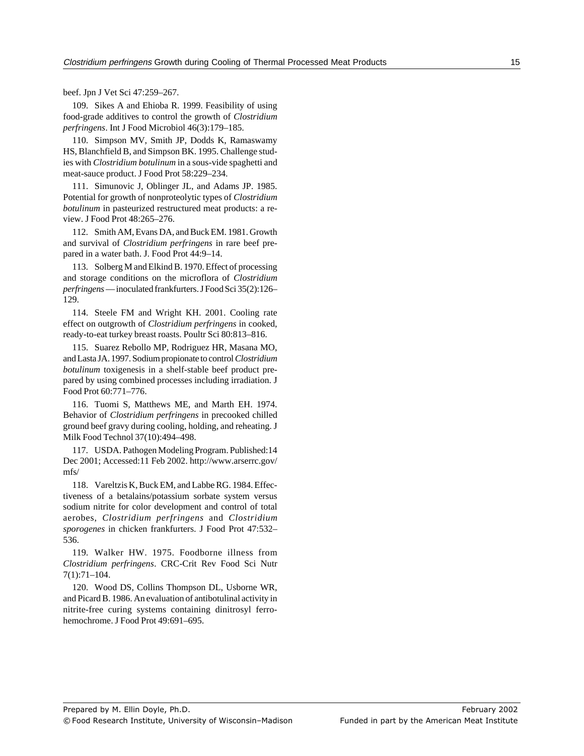beef. Jpn J Vet Sci 47:259–267.

109. Sikes A and Ehioba R. 1999. Feasibility of using food-grade additives to control the growth of *Clostridium perfringens*. Int J Food Microbiol 46(3):179–185.

110. Simpson MV, Smith JP, Dodds K, Ramaswamy HS, Blanchfield B, and Simpson BK. 1995. Challenge studies with *Clostridium botulinum* in a sous-vide spaghetti and meat-sauce product. J Food Prot 58:229–234.

111. Simunovic J, Oblinger JL, and Adams JP. 1985. Potential for growth of nonproteolytic types of *Clostridium botulinum* in pasteurized restructured meat products: a review. J Food Prot 48:265–276.

112. Smith AM, Evans DA, and Buck EM. 1981. Growth and survival of *Clostridium perfringens* in rare beef prepared in a water bath. J. Food Prot 44:9–14.

113. Solberg M and Elkind B. 1970. Effect of processing and storage conditions on the microflora of *Clostridium perfringens* — inoculated frankfurters. J Food Sci 35(2):126–129.

114. Steele FM and Wright KH. 2001. Cooling rate effect on outgrowth of *Clostridium perfringens* in cooked, ready-to-eat turkey breast roasts. Poultr Sci 80:813–816.

115. Suarez Rebollo MP, Rodriguez HR, Masana MO, and Lasta JA. 1997. Sodium propionate to control *Clostridium botulinum* toxigenesis in a shelf-stable beef product prepared by using combined processes including irradiation. J Food Prot 60:771–776.

116. Tuomi S, Matthews ME, and Marth EH. 1974. Behavior of *Clostridium perfringens* in precooked chilled ground beef gravy during cooling, holding, and reheating. J Milk Food Technol 37(10):494–498.

117. USDA. Pathogen Modeling Program. Published:14 Dec 2001; Accessed:11 Feb 2002. http://www.arserrc.gov/mfs/

118. Vareltzis K, Buck EM, and Labbe RG. 1984. Effectiveness of a betalains/potassium sorbate system versus sodium nitrite for color development and control of total aerobes, *Clostridium perfringens* and *Clostridium sporogenes* in chicken frankfurters. J Food Prot 47:532–536.

119. Walker HW. 1975. Foodborne illness from *Clostridium perfringens*. CRC-Crit Rev Food Sci Nutr 7(1):71–104.

120. Wood DS, Collins Thompson DL, Usborne WR, and Picard B. 1986. An evaluation of antibotulinal activity in nitrite-free curing systems containing dinitrosyl ferrohemochrome. J Food Prot 49:691–695.